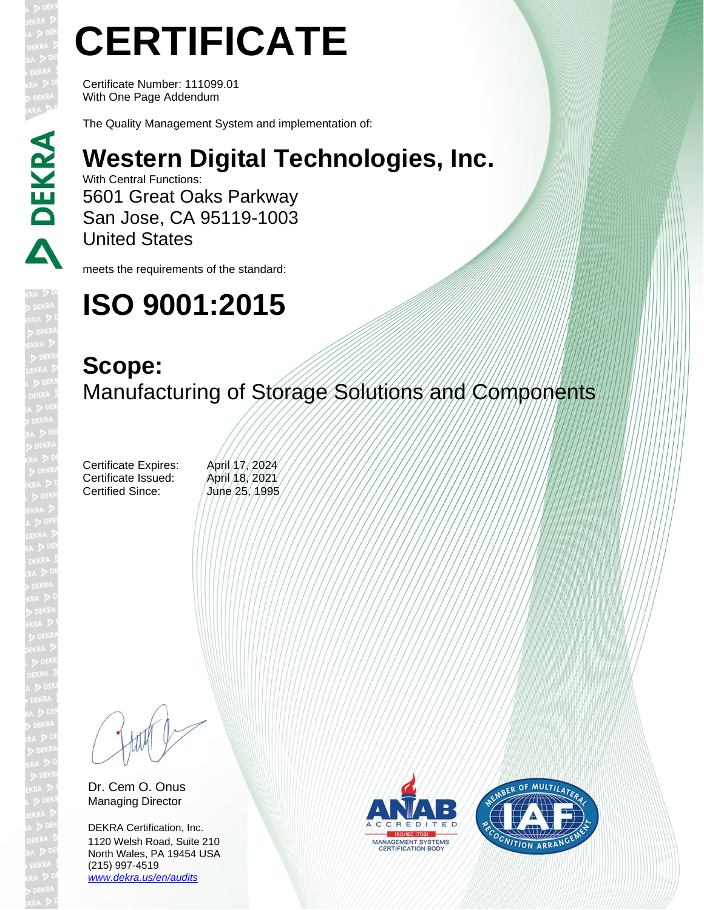# CERTIFICATE

Certificate Number: 111099.01
With One Page Addendum

The Quality Management System and implementation of:

## Western Digital Technologies, Inc.

With Central Functions:
5601 Great Oaks Parkway
San Jose, CA 95119-1003
United States

meets the requirements of the standard:

# ISO 9001:2015

## Scope:

Manufacturing of Storage Solutions and Components

| | |
|---|---|
| Certificate Expires: | April 17, 2024 |
| Certificate Issued: | April 18, 2021 |
| Certified Since: | June 25, 1995 |

Dr. Cem O. Onus
Managing Director

DEKRA Certification, Inc.
1120 Welsh Road, Suite 210
North Wales, PA 19454 USA
(215) 997-4519
www.dekra.us/en/audits

ANAB ACCREDITED ISO/IEC 17021 MANAGEMENT SYSTEMS CERTIFICATION BODY

MEMBER OF MULTILATERAL RECOGNITION ARRANGEMENT IAF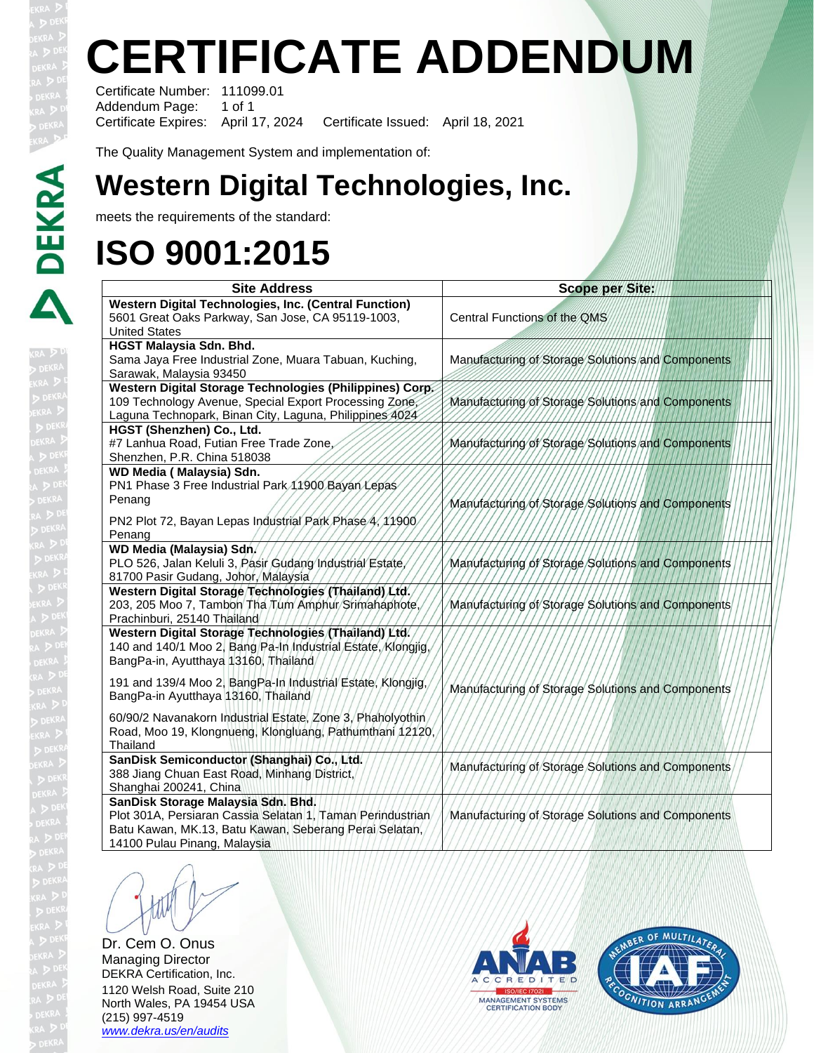# CERTIFICATE ADDENDUM

Certificate Number: 111099.01
Addendum Page: 1 of 1
Certificate Expires: April 17, 2024 Certificate Issued: April 18, 2021

The Quality Management System and implementation of:

## Western Digital Technologies, Inc.

meets the requirements of the standard:

# ISO 9001:2015

| Site Address | Scope per Site: |
|---|---|
| **Western Digital Technologies, Inc. (Central Function)**<br>5601 Great Oaks Parkway, San Jose, CA 95119-1003, United States | Central Functions of the QMS |
| **HGST Malaysia Sdn. Bhd.**<br>Sama Jaya Free Industrial Zone, Muara Tabuan, Kuching, Sarawak, Malaysia 93450 | Manufacturing of Storage Solutions and Components |
| **Western Digital Storage Technologies (Philippines) Corp.**<br>109 Technology Avenue, Special Export Processing Zone, Laguna Technopark, Binan City, Laguna, Philippines 4024 | Manufacturing of Storage Solutions and Components |
| **HGST (Shenzhen) Co., Ltd.**<br>#7 Lanhua Road, Futian Free Trade Zone, Shenzhen, P.R. China 518038 | Manufacturing of Storage Solutions and Components |
| **WD Media ( Malaysia) Sdn.**<br>PN1 Phase 3 Free Industrial Park 11900 Bayan Lepas Penang<br>PN2 Plot 72, Bayan Lepas Industrial Park Phase 4, 11900 Penang | Manufacturing of Storage Solutions and Components |
| **WD Media (Malaysia) Sdn.**<br>PLO 526, Jalan Keluli 3, Pasir Gudang Industrial Estate, 81700 Pasir Gudang, Johor, Malaysia | Manufacturing of Storage Solutions and Components |
| **Western Digital Storage Technologies (Thailand) Ltd.**<br>203, 205 Moo 7, Tambon Tha Tum Amphur Srimahaphote, Prachinburi, 25140 Thailand | Manufacturing of Storage Solutions and Components |
| **Western Digital Storage Technologies (Thailand) Ltd.**<br>140 and 140/1 Moo 2, Bang Pa-In Industrial Estate, Klongjig, BangPa-in, Ayutthaya 13160, Thailand<br>191 and 139/4 Moo 2, BangPa-In Industrial Estate, Klongjig, BangPa-in Ayutthaya 13160, Thailand<br>60/90/2 Navanakorn Industrial Estate, Zone 3, Phaholyothin Road, Moo 19, Klongnueng, Klongluang, Pathumthani 12120, Thailand | Manufacturing of Storage Solutions and Components |
| **SanDisk Semiconductor (Shanghai) Co., Ltd.**<br>388 Jiang Chuan East Road, Minhang District, Shanghai 200241, China | Manufacturing of Storage Solutions and Components |
| **SanDisk Storage Malaysia Sdn. Bhd.**<br>Plot 301A, Persiaran Cassia Selatan 1, Taman Perindustrian Batu Kawan, MK.13, Batu Kawan, Seberang Perai Selatan, 14100 Pulau Pinang, Malaysia | Manufacturing of Storage Solutions and Components |

Dr. Cem O. Onus
Managing Director
DEKRA Certification, Inc.
1120 Welsh Road, Suite 210
North Wales, PA 19454 USA
(215) 997-4519
www.dekra.us/en/audits

ANAB ACCREDITED ISO/IEC 17021 MANAGEMENT SYSTEMS CERTIFICATION BODY

MEMBER OF MULTILATERAL RECOGNITION ARRANGEMENT IAF